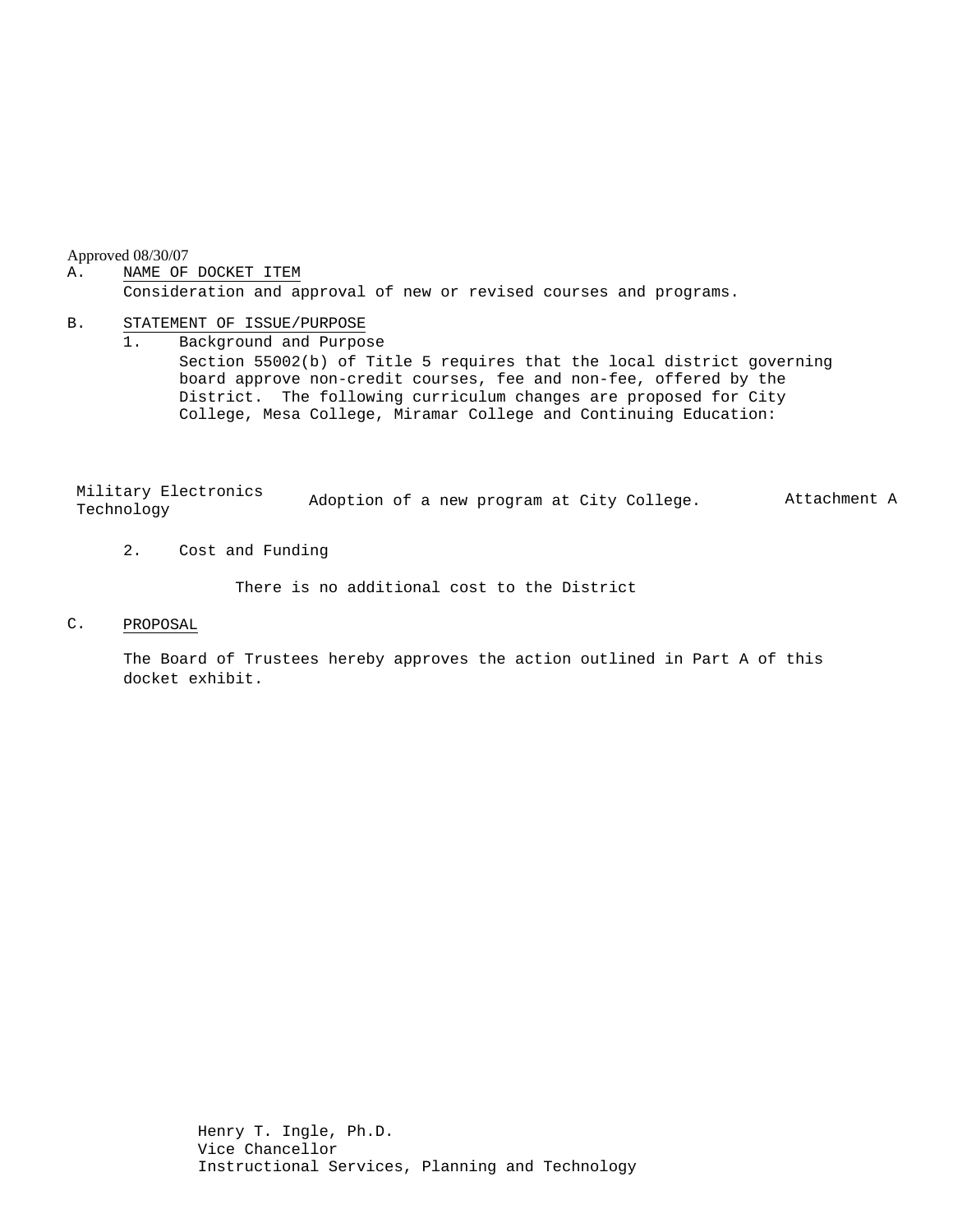Approved 08/30/07

A. NAME OF DOCKET ITEM

Consideration and approval of new or revised courses and programs.

B. STATEMENT OF ISSUE/PURPOSE

1. Background and Purpose

   Section 55002(b) of Title 5 requires that the local district governing board approve non-credit courses, fee and non-fee, offered by the District. The following curriculum changes are proposed for City College, Mesa College, Miramar College and Continuing Education:

| | | |
|---|---|---|
| Military Electronics Technology | Adoption of a new program at City College. | Attachment A |

2. Cost and Funding

   There is no additional cost to the District

C. PROPOSAL

The Board of Trustees hereby approves the action outlined in Part A of this docket exhibit.

Henry T. Ingle, Ph.D.
Vice Chancellor
Instructional Services, Planning and Technology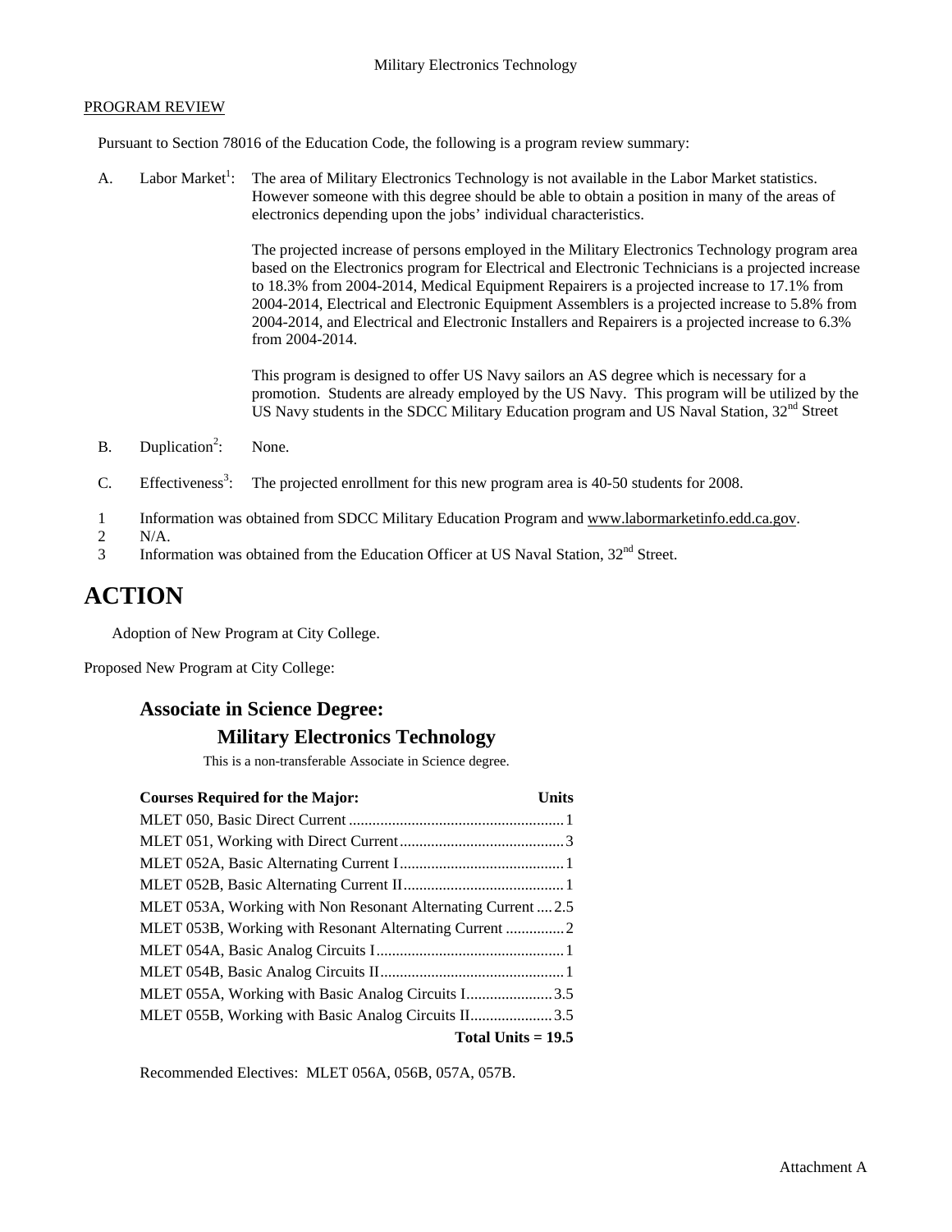Military Electronics Technology

PROGRAM REVIEW

Pursuant to Section 78016 of the Education Code, the following is a program review summary:

A. Labor Market[1]: The area of Military Electronics Technology is not available in the Labor Market statistics. However someone with this degree should be able to obtain a position in many of the areas of electronics depending upon the jobs' individual characteristics.

The projected increase of persons employed in the Military Electronics Technology program area based on the Electronics program for Electrical and Electronic Technicians is a projected increase to 18.3% from 2004-2014, Medical Equipment Repairers is a projected increase to 17.1% from 2004-2014, Electrical and Electronic Equipment Assemblers is a projected increase to 5.8% from 2004-2014, and Electrical and Electronic Installers and Repairers is a projected increase to 6.3% from 2004-2014.

This program is designed to offer US Navy sailors an AS degree which is necessary for a promotion. Students are already employed by the US Navy. This program will be utilized by the US Navy students in the SDCC Military Education program and US Naval Station, 32nd Street

B. Duplication[2]: None.

C. Effectiveness[3]: The projected enrollment for this new program area is 40-50 students for 2008.

1 Information was obtained from SDCC Military Education Program and www.labormarketinfo.edd.ca.gov.
2 N/A.
3 Information was obtained from the Education Officer at US Naval Station, 32nd Street.

# ACTION

Adoption of New Program at City College.

Proposed New Program at City College:

## Associate in Science Degree:

### Military Electronics Technology

This is a non-transferable Associate in Science degree.

| Courses Required for the Major: | Units |
|---|---|
| MLET 050, Basic Direct Current | 1 |
| MLET 051, Working with Direct Current | 3 |
| MLET 052A, Basic Alternating Current I | 1 |
| MLET 052B, Basic Alternating Current II | 1 |
| MLET 053A, Working with Non Resonant Alternating Current | 2.5 |
| MLET 053B, Working with Resonant Alternating Current | 2 |
| MLET 054A, Basic Analog Circuits I | 1 |
| MLET 054B, Basic Analog Circuits II | 1 |
| MLET 055A, Working with Basic Analog Circuits I | 3.5 |
| MLET 055B, Working with Basic Analog Circuits II | 3.5 |
| **Total Units = 19.5** | |

Recommended Electives: MLET 056A, 056B, 057A, 057B.

Attachment A